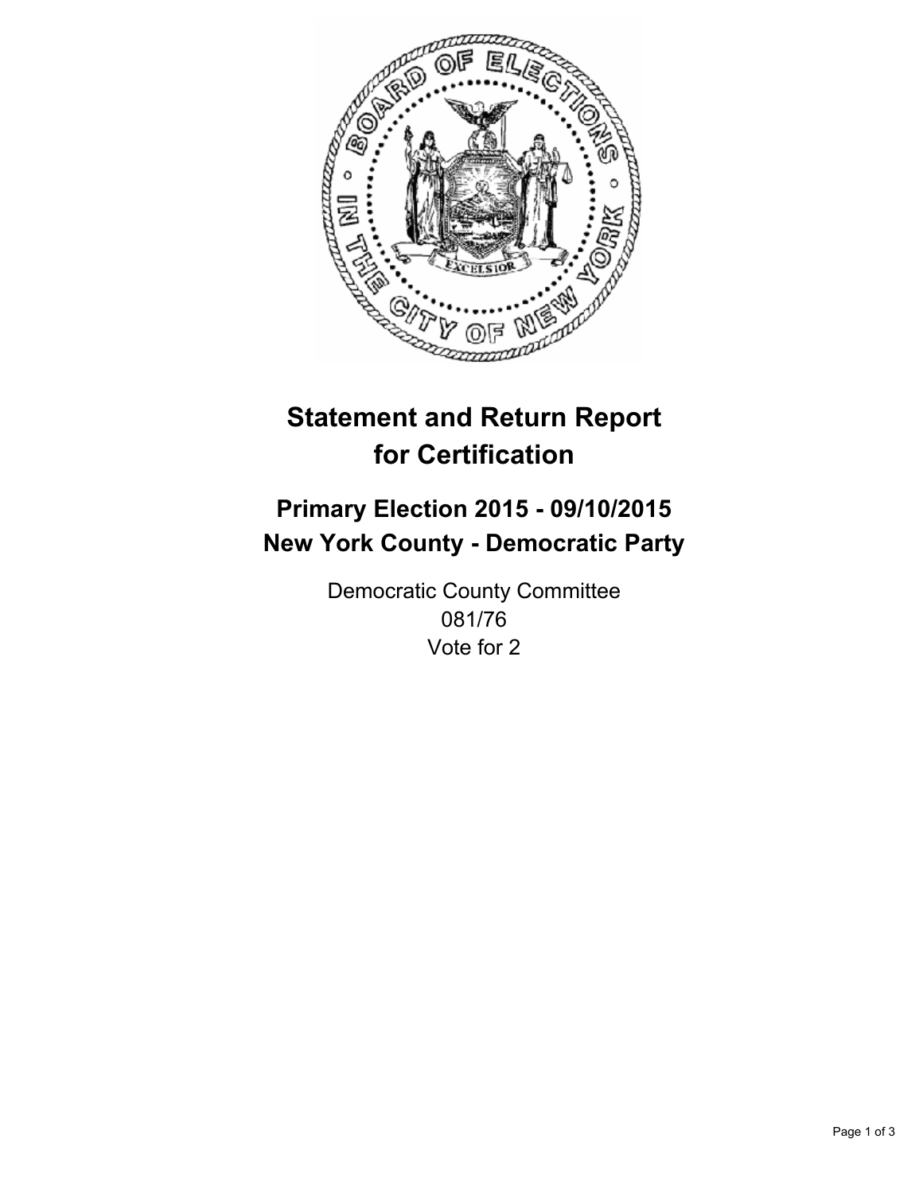# Statement and Return Report for Certification

## Primary Election 2015 - 09/10/2015
## New York County - Democratic Party

Democratic County Committee
081/76
Vote for 2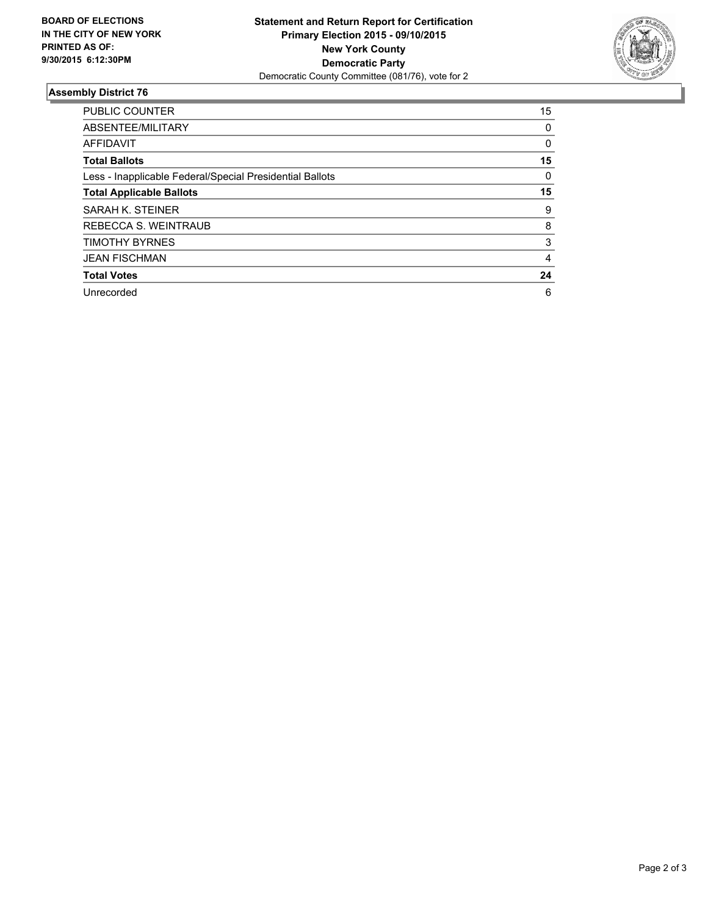**BOARD OF ELECTIONS IN THE CITY OF NEW YORK PRINTED AS OF: 9/30/2015 6:12:30PM**

**Statement and Return Report for Certification**
**Primary Election 2015 - 09/10/2015**
**New York County**
**Democratic Party**
Democratic County Committee (081/76), vote for 2

## Assembly District 76

| | |
|---|---|
| PUBLIC COUNTER | 15 |
| ABSENTEE/MILITARY | 0 |
| AFFIDAVIT | 0 |
| **Total Ballots** | **15** |
| Less - Inapplicable Federal/Special Presidential Ballots | 0 |
| **Total Applicable Ballots** | **15** |
| SARAH K. STEINER | 9 |
| REBECCA S. WEINTRAUB | 8 |
| TIMOTHY BYRNES | 3 |
| JEAN FISCHMAN | 4 |
| **Total Votes** | **24** |
| Unrecorded | 6 |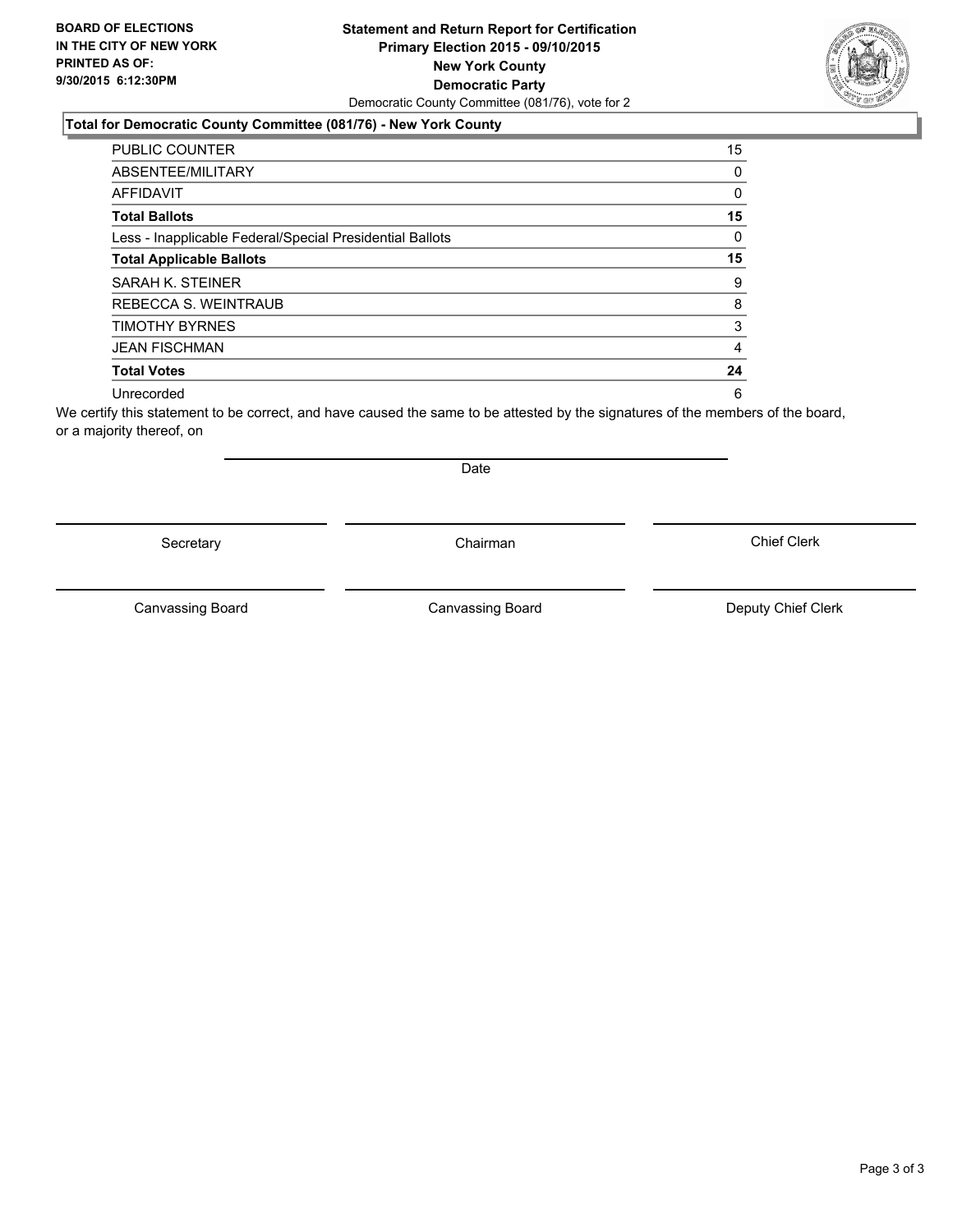**BOARD OF ELECTIONS IN THE CITY OF NEW YORK PRINTED AS OF: 9/30/2015 6:12:30PM**

**Statement and Return Report for Certification**
**Primary Election 2015 - 09/10/2015**
**New York County**
**Democratic Party**
Democratic County Committee (081/76), vote for 2

**Total for Democratic County Committee (081/76) - New York County**

| | |
|---|---|
| PUBLIC COUNTER | 15 |
| ABSENTEE/MILITARY | 0 |
| AFFIDAVIT | 0 |
| **Total Ballots** | **15** |
| Less - Inapplicable Federal/Special Presidential Ballots | 0 |
| **Total Applicable Ballots** | **15** |
| SARAH K. STEINER | 9 |
| REBECCA S. WEINTRAUB | 8 |
| TIMOTHY BYRNES | 3 |
| JEAN FISCHMAN | 4 |
| **Total Votes** | **24** |
| Unrecorded | 6 |

We certify this statement to be correct, and have caused the same to be attested by the signatures of the members of the board, or a majority thereof, on

Date

Secretary

Chairman

Chief Clerk

Canvassing Board

Canvassing Board

Deputy Chief Clerk